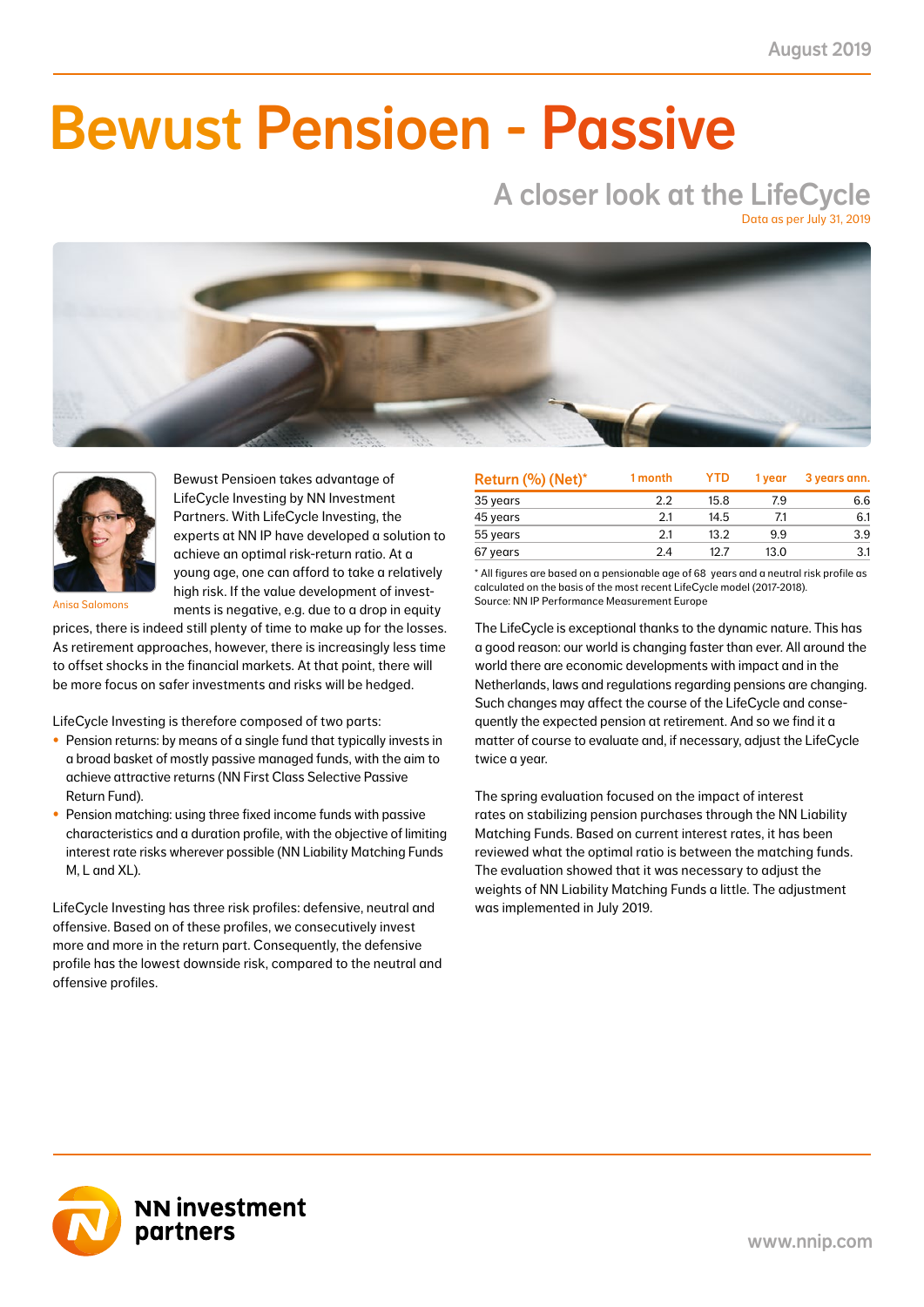August 2019

# Bewust Pensioen - Passive

## A closer look at the LifeCycle

Data as per July 31, 2019

Anisa Salomons

Bewust Pensioen takes advantage of LifeCycle Investing by NN Investment Partners. With LifeCycle Investing, the experts at NN IP have developed a solution to achieve an optimal risk-return ratio. At a young age, one can afford to take a relatively high risk. If the value development of investments is negative, e.g. due to a drop in equity prices, there is indeed still plenty of time to make up for the losses. As retirement approaches, however, there is increasingly less time to offset shocks in the financial markets. At that point, there will be more focus on safer investments and risks will be hedged.

LifeCycle Investing is therefore composed of two parts:

- Pension returns: by means of a single fund that typically invests in a broad basket of mostly passive managed funds, with the aim to achieve attractive returns (NN First Class Selective Passive Return Fund).
- Pension matching: using three fixed income funds with passive characteristics and a duration profile, with the objective of limiting interest rate risks wherever possible (NN Liability Matching Funds M, L and XL).

LifeCycle Investing has three risk profiles: defensive, neutral and offensive. Based on of these profiles, we consecutively invest more and more in the return part. Consequently, the defensive profile has the lowest downside risk, compared to the neutral and offensive profiles.

| Return (%) (Net)* | 1 month | YTD | 1 year | 3 years ann. |
|---|---|---|---|---|
| 35 years | 2.2 | 15.8 | 7.9 | 6.6 |
| 45 years | 2.1 | 14.5 | 7.1 | 6.1 |
| 55 years | 2.1 | 13.2 | 9.9 | 3.9 |
| 67 years | 2.4 | 12.7 | 13.0 | 3.1 |

* All figures are based on a pensionable age of 68 years and a neutral risk profile as calculated on the basis of the most recent LifeCycle model (2017-2018).
Source: NN IP Performance Measurement Europe

The LifeCycle is exceptional thanks to the dynamic nature. This has a good reason: our world is changing faster than ever. All around the world there are economic developments with impact and in the Netherlands, laws and regulations regarding pensions are changing. Such changes may affect the course of the LifeCycle and consequently the expected pension at retirement. And so we find it a matter of course to evaluate and, if necessary, adjust the LifeCycle twice a year.

The spring evaluation focused on the impact of interest rates on stabilizing pension purchases through the NN Liability Matching Funds. Based on current interest rates, it has been reviewed what the optimal ratio is between the matching funds. The evaluation showed that it was necessary to adjust the weights of NN Liability Matching Funds a little. The adjustment was implemented in July 2019.

NN investment partners

www.nnip.com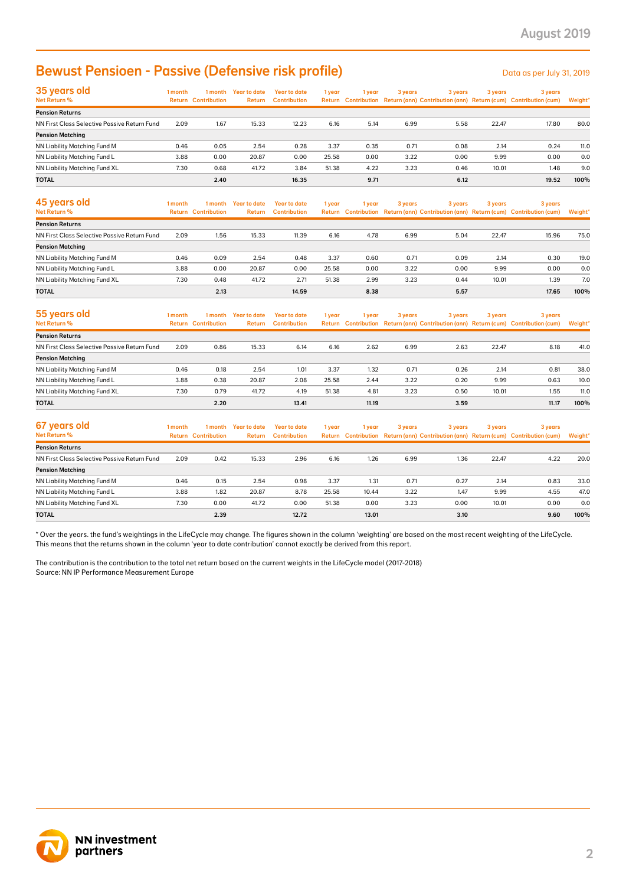# Bewust Pensioen - Passive (Defensive risk profile)

Data as per July 31, 2019

## 35 years old

| Net Return % | 1 month Return | 1 month Contribution | Year to date Return | Year to date Contribution | 1 year Return | 1 year Contribution | 3 years Return (ann) | 3 years Contribution (ann) | 3 years Return (cum) | 3 years Contribution (cum) | Weight* |
|---|---|---|---|---|---|---|---|---|---|---|---|
| **Pension Returns** | | | | | | | | | | | |
| NN First Class Selective Passive Return Fund | 2.09 | 1.67 | 15.33 | 12.23 | 6.16 | 5.14 | 6.99 | 5.58 | 22.47 | 17.80 | 80.0 |
| **Pension Matching** | | | | | | | | | | | |
| NN Liability Matching Fund M | 0.46 | 0.05 | 2.54 | 0.28 | 3.37 | 0.35 | 0.71 | 0.08 | 2.14 | 0.24 | 11.0 |
| NN Liability Matching Fund L | 3.88 | 0.00 | 20.87 | 0.00 | 25.58 | 0.00 | 3.22 | 0.00 | 9.99 | 0.00 | 0.0 |
| NN Liability Matching Fund XL | 7.30 | 0.68 | 41.72 | 3.84 | 51.38 | 4.22 | 3.23 | 0.46 | 10.01 | 1.48 | 9.0 |
| **TOTAL** | | **2.40** | | **16.35** | | **9.71** | | **6.12** | | **19.52** | **100%** |

## 45 years old

| Net Return % | 1 month Return | 1 month Contribution | Year to date Return | Year to date Contribution | 1 year Return | 1 year Contribution | 3 years Return (ann) | 3 years Contribution (ann) | 3 years Return (cum) | 3 years Contribution (cum) | Weight* |
|---|---|---|---|---|---|---|---|---|---|---|---|
| **Pension Returns** | | | | | | | | | | | |
| NN First Class Selective Passive Return Fund | 2.09 | 1.56 | 15.33 | 11.39 | 6.16 | 4.78 | 6.99 | 5.04 | 22.47 | 15.96 | 75.0 |
| **Pension Matching** | | | | | | | | | | | |
| NN Liability Matching Fund M | 0.46 | 0.09 | 2.54 | 0.48 | 3.37 | 0.60 | 0.71 | 0.09 | 2.14 | 0.30 | 19.0 |
| NN Liability Matching Fund L | 3.88 | 0.00 | 20.87 | 0.00 | 25.58 | 0.00 | 3.22 | 0.00 | 9.99 | 0.00 | 0.0 |
| NN Liability Matching Fund XL | 7.30 | 0.48 | 41.72 | 2.71 | 51.38 | 2.99 | 3.23 | 0.44 | 10.01 | 1.39 | 7.0 |
| **TOTAL** | | **2.13** | | **14.59** | | **8.38** | | **5.57** | | **17.65** | **100%** |

## 55 years old

| Net Return % | 1 month Return | 1 month Contribution | Year to date Return | Year to date Contribution | 1 year Return | 1 year Contribution | 3 years Return (ann) | 3 years Contribution (ann) | 3 years Return (cum) | 3 years Contribution (cum) | Weight* |
|---|---|---|---|---|---|---|---|---|---|---|---|
| **Pension Returns** | | | | | | | | | | | |
| NN First Class Selective Passive Return Fund | 2.09 | 0.86 | 15.33 | 6.14 | 6.16 | 2.62 | 6.99 | 2.63 | 22.47 | 8.18 | 41.0 |
| **Pension Matching** | | | | | | | | | | | |
| NN Liability Matching Fund M | 0.46 | 0.18 | 2.54 | 1.01 | 3.37 | 1.32 | 0.71 | 0.26 | 2.14 | 0.81 | 38.0 |
| NN Liability Matching Fund L | 3.88 | 0.38 | 20.87 | 2.08 | 25.58 | 2.44 | 3.22 | 0.20 | 9.99 | 0.63 | 10.0 |
| NN Liability Matching Fund XL | 7.30 | 0.79 | 41.72 | 4.19 | 51.38 | 4.81 | 3.23 | 0.50 | 10.01 | 1.55 | 11.0 |
| **TOTAL** | | **2.20** | | **13.41** | | **11.19** | | **3.59** | | **11.17** | **100%** |

## 67 years old

| Net Return % | 1 month Return | 1 month Contribution | Year to date Return | Year to date Contribution | 1 year Return | 1 year Contribution | 3 years Return (ann) | 3 years Contribution (ann) | 3 years Return (cum) | 3 years Contribution (cum) | Weight* |
|---|---|---|---|---|---|---|---|---|---|---|---|
| **Pension Returns** | | | | | | | | | | | |
| NN First Class Selective Passive Return Fund | 2.09 | 0.42 | 15.33 | 2.96 | 6.16 | 1.26 | 6.99 | 1.36 | 22.47 | 4.22 | 20.0 |
| **Pension Matching** | | | | | | | | | | | |
| NN Liability Matching Fund M | 0.46 | 0.15 | 2.54 | 0.98 | 3.37 | 1.31 | 0.71 | 0.27 | 2.14 | 0.83 | 33.0 |
| NN Liability Matching Fund L | 3.88 | 1.82 | 20.87 | 8.78 | 25.58 | 10.44 | 3.22 | 1.47 | 9.99 | 4.55 | 47.0 |
| NN Liability Matching Fund XL | 7.30 | 0.00 | 41.72 | 0.00 | 51.38 | 0.00 | 3.23 | 0.00 | 10.01 | 0.00 | 0.0 |
| **TOTAL** | | **2.39** | | **12.72** | | **13.01** | | **3.10** | | **9.60** | **100%** |

* Over the years. the fund's weightings in the LifeCycle may change. The figures shown in the column 'weighting' are based on the most recent weighting of the LifeCycle. This means that the returns shown in the column 'year to date contribution' cannot exactly be derived from this report.

The contribution is the contribution to the total net return based on the current weights in the LifeCycle model (2017-2018)
Source: NN IP Performance Measurement Europe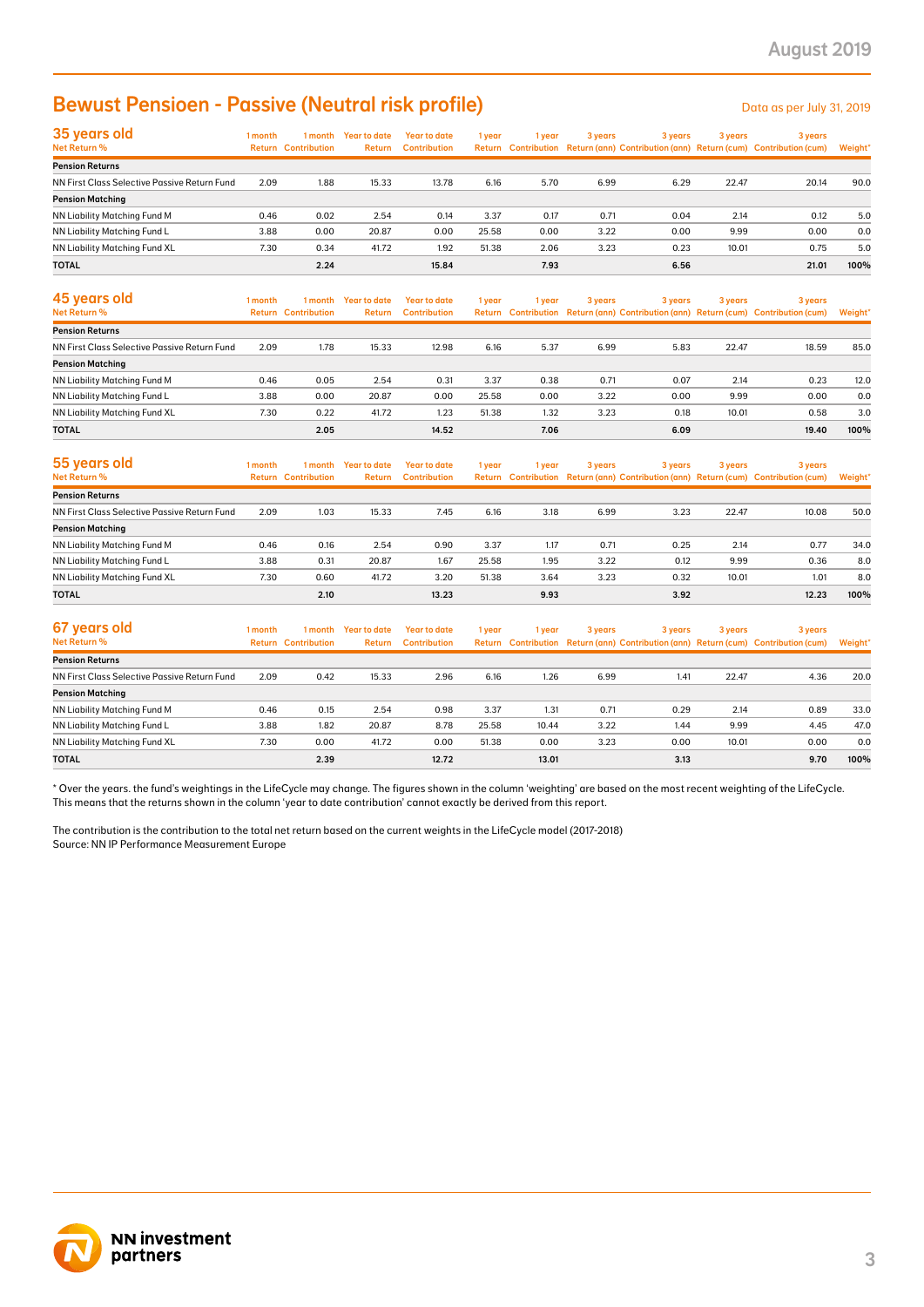# Bewust Pensioen - Passive (Neutral risk profile)

Data as per July 31, 2019

| 35 years old<br>Net Return % | 1 month Return | 1 month Contribution | Year to date Return | Year to date Contribution | 1 year Return | 1 year Contribution | 3 years Return (ann) | 3 years Contribution (ann) | 3 years Return (cum) | 3 years Contribution (cum) | Weight* |
|---|---|---|---|---|---|---|---|---|---|---|---|
| **Pension Returns** | | | | | | | | | | | |
| NN First Class Selective Passive Return Fund | 2.09 | 1.88 | 15.33 | 13.78 | 6.16 | 5.70 | 6.99 | 6.29 | 22.47 | 20.14 | 90.0 |
| **Pension Matching** | | | | | | | | | | | |
| NN Liability Matching Fund M | 0.46 | 0.02 | 2.54 | 0.14 | 3.37 | 0.17 | 0.71 | 0.04 | 2.14 | 0.12 | 5.0 |
| NN Liability Matching Fund L | 3.88 | 0.00 | 20.87 | 0.00 | 25.58 | 0.00 | 3.22 | 0.00 | 9.99 | 0.00 | 0.0 |
| NN Liability Matching Fund XL | 7.30 | 0.34 | 41.72 | 1.92 | 51.38 | 2.06 | 3.23 | 0.23 | 10.01 | 0.75 | 5.0 |
| **TOTAL** | | **2.24** | | **15.84** | | **7.93** | | **6.56** | | **21.01** | **100%** |

| 45 years old<br>Net Return % | 1 month Return | 1 month Contribution | Year to date Return | Year to date Contribution | 1 year Return | 1 year Contribution | 3 years Return (ann) | 3 years Contribution (ann) | 3 years Return (cum) | 3 years Contribution (cum) | Weight* |
|---|---|---|---|---|---|---|---|---|---|---|---|
| **Pension Returns** | | | | | | | | | | | |
| NN First Class Selective Passive Return Fund | 2.09 | 1.78 | 15.33 | 12.98 | 6.16 | 5.37 | 6.99 | 5.83 | 22.47 | 18.59 | 85.0 |
| **Pension Matching** | | | | | | | | | | | |
| NN Liability Matching Fund M | 0.46 | 0.05 | 2.54 | 0.31 | 3.37 | 0.38 | 0.71 | 0.07 | 2.14 | 0.23 | 12.0 |
| NN Liability Matching Fund L | 3.88 | 0.00 | 20.87 | 0.00 | 25.58 | 0.00 | 3.22 | 0.00 | 9.99 | 0.00 | 0.0 |
| NN Liability Matching Fund XL | 7.30 | 0.22 | 41.72 | 1.23 | 51.38 | 1.32 | 3.23 | 0.18 | 10.01 | 0.58 | 3.0 |
| **TOTAL** | | **2.05** | | **14.52** | | **7.06** | | **6.09** | | **19.40** | **100%** |

| 55 years old<br>Net Return % | 1 month Return | 1 month Contribution | Year to date Return | Year to date Contribution | 1 year Return | 1 year Contribution | 3 years Return (ann) | 3 years Contribution (ann) | 3 years Return (cum) | 3 years Contribution (cum) | Weight* |
|---|---|---|---|---|---|---|---|---|---|---|---|
| **Pension Returns** | | | | | | | | | | | |
| NN First Class Selective Passive Return Fund | 2.09 | 1.03 | 15.33 | 7.45 | 6.16 | 3.18 | 6.99 | 3.23 | 22.47 | 10.08 | 50.0 |
| **Pension Matching** | | | | | | | | | | | |
| NN Liability Matching Fund M | 0.46 | 0.16 | 2.54 | 0.90 | 3.37 | 1.17 | 0.71 | 0.25 | 2.14 | 0.77 | 34.0 |
| NN Liability Matching Fund L | 3.88 | 0.31 | 20.87 | 1.67 | 25.58 | 1.95 | 3.22 | 0.12 | 9.99 | 0.36 | 8.0 |
| NN Liability Matching Fund XL | 7.30 | 0.60 | 41.72 | 3.20 | 51.38 | 3.64 | 3.23 | 0.32 | 10.01 | 1.01 | 8.0 |
| **TOTAL** | | **2.10** | | **13.23** | | **9.93** | | **3.92** | | **12.23** | **100%** |

| 67 years old<br>Net Return % | 1 month Return | 1 month Contribution | Year to date Return | Year to date Contribution | 1 year Return | 1 year Contribution | 3 years Return (ann) | 3 years Contribution (ann) | 3 years Return (cum) | 3 years Contribution (cum) | Weight* |
|---|---|---|---|---|---|---|---|---|---|---|---|
| **Pension Returns** | | | | | | | | | | | |
| NN First Class Selective Passive Return Fund | 2.09 | 0.42 | 15.33 | 2.96 | 6.16 | 1.26 | 6.99 | 1.41 | 22.47 | 4.36 | 20.0 |
| **Pension Matching** | | | | | | | | | | | |
| NN Liability Matching Fund M | 0.46 | 0.15 | 2.54 | 0.98 | 3.37 | 1.31 | 0.71 | 0.29 | 2.14 | 0.89 | 33.0 |
| NN Liability Matching Fund L | 3.88 | 1.82 | 20.87 | 8.78 | 25.58 | 10.44 | 3.22 | 1.44 | 9.99 | 4.45 | 47.0 |
| NN Liability Matching Fund XL | 7.30 | 0.00 | 41.72 | 0.00 | 51.38 | 0.00 | 3.23 | 0.00 | 10.01 | 0.00 | 0.0 |
| **TOTAL** | | **2.39** | | **12.72** | | **13.01** | | **3.13** | | **9.70** | **100%** |

* Over the years. the fund's weightings in the LifeCycle may change. The figures shown in the column 'weighting' are based on the most recent weighting of the LifeCycle. This means that the returns shown in the column 'year to date contribution' cannot exactly be derived from this report.

The contribution is the contribution to the total net return based on the current weights in the LifeCycle model (2017-2018)
Source: NN IP Performance Measurement Europe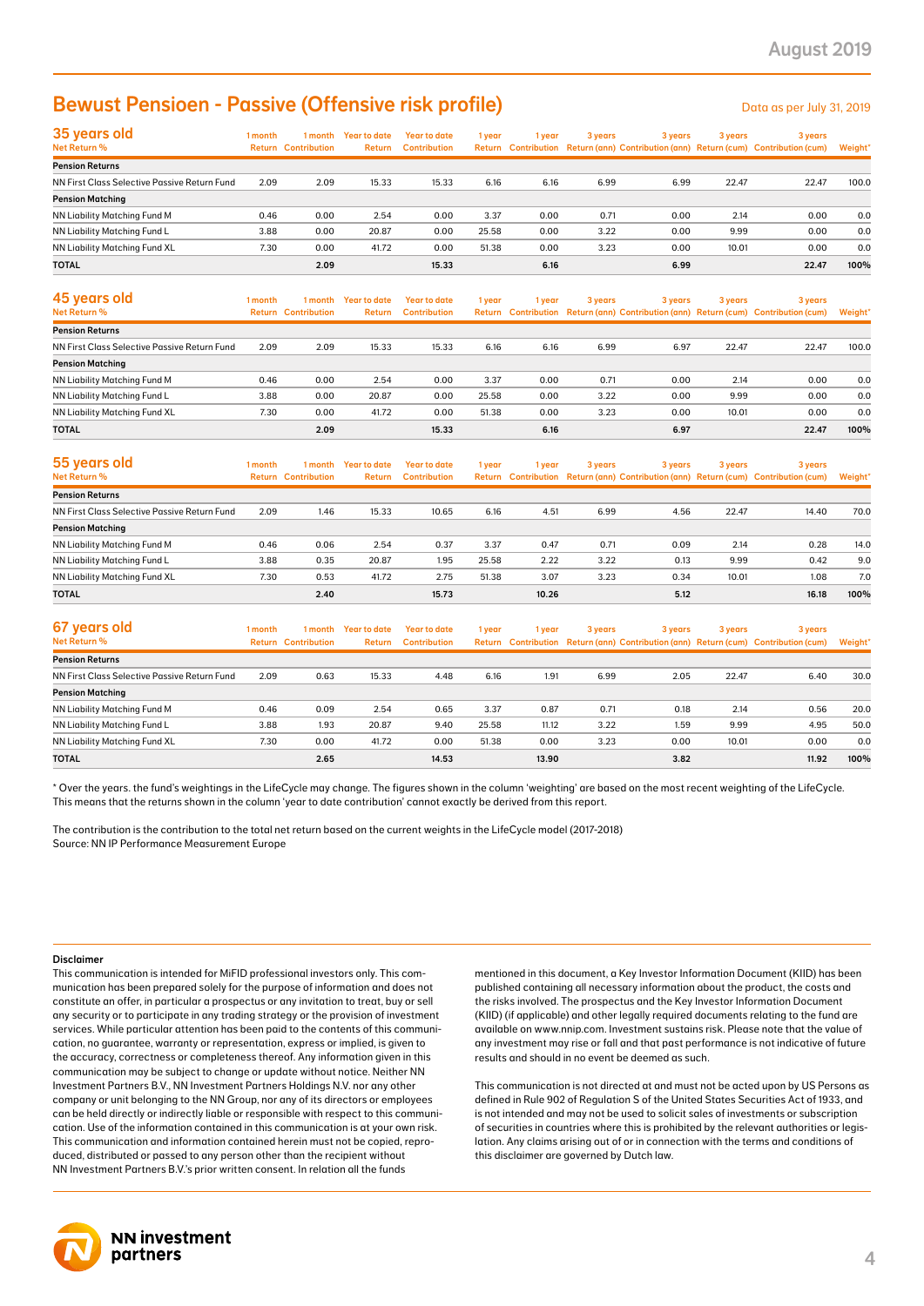# Bewust Pensioen - Passive (Offensive risk profile)

Data as per July 31, 2019

| 35 years old<br>Net Return % | 1 month Return | 1 month Contribution | Year to date Return | Year to date Contribution | 1 year Return | 1 year Contribution | 3 years Return (ann) | 3 years Contribution (ann) | 3 years Return (cum) | 3 years Contribution (cum) | Weight* |
|---|---|---|---|---|---|---|---|---|---|---|---|
| **Pension Returns** | | | | | | | | | | | |
| NN First Class Selective Passive Return Fund | 2.09 | 2.09 | 15.33 | 15.33 | 6.16 | 6.16 | 6.99 | 6.99 | 22.47 | 22.47 | 100.0 |
| **Pension Matching** | | | | | | | | | | | |
| NN Liability Matching Fund M | 0.46 | 0.00 | 2.54 | 0.00 | 3.37 | 0.00 | 0.71 | 0.00 | 2.14 | 0.00 | 0.0 |
| NN Liability Matching Fund L | 3.88 | 0.00 | 20.87 | 0.00 | 25.58 | 0.00 | 3.22 | 0.00 | 9.99 | 0.00 | 0.0 |
| NN Liability Matching Fund XL | 7.30 | 0.00 | 41.72 | 0.00 | 51.38 | 0.00 | 3.23 | 0.00 | 10.01 | 0.00 | 0.0 |
| **TOTAL** | | **2.09** | | **15.33** | | **6.16** | | **6.99** | | **22.47** | **100%** |

| 45 years old<br>Net Return % | 1 month Return | 1 month Contribution | Year to date Return | Year to date Contribution | 1 year Return | 1 year Contribution | 3 years Return (ann) | 3 years Contribution (ann) | 3 years Return (cum) | 3 years Contribution (cum) | Weight* |
|---|---|---|---|---|---|---|---|---|---|---|---|
| **Pension Returns** | | | | | | | | | | | |
| NN First Class Selective Passive Return Fund | 2.09 | 2.09 | 15.33 | 15.33 | 6.16 | 6.16 | 6.99 | 6.97 | 22.47 | 22.47 | 100.0 |
| **Pension Matching** | | | | | | | | | | | |
| NN Liability Matching Fund M | 0.46 | 0.00 | 2.54 | 0.00 | 3.37 | 0.00 | 0.71 | 0.00 | 2.14 | 0.00 | 0.0 |
| NN Liability Matching Fund L | 3.88 | 0.00 | 20.87 | 0.00 | 25.58 | 0.00 | 3.22 | 0.00 | 9.99 | 0.00 | 0.0 |
| NN Liability Matching Fund XL | 7.30 | 0.00 | 41.72 | 0.00 | 51.38 | 0.00 | 3.23 | 0.00 | 10.01 | 0.00 | 0.0 |
| **TOTAL** | | **2.09** | | **15.33** | | **6.16** | | **6.97** | | **22.47** | **100%** |

| 55 years old<br>Net Return % | 1 month Return | 1 month Contribution | Year to date Return | Year to date Contribution | 1 year Return | 1 year Contribution | 3 years Return (ann) | 3 years Contribution (ann) | 3 years Return (cum) | 3 years Contribution (cum) | Weight* |
|---|---|---|---|---|---|---|---|---|---|---|---|
| **Pension Returns** | | | | | | | | | | | |
| NN First Class Selective Passive Return Fund | 2.09 | 1.46 | 15.33 | 10.65 | 6.16 | 4.51 | 6.99 | 4.56 | 22.47 | 14.40 | 70.0 |
| **Pension Matching** | | | | | | | | | | | |
| NN Liability Matching Fund M | 0.46 | 0.06 | 2.54 | 0.37 | 3.37 | 0.47 | 0.71 | 0.09 | 2.14 | 0.28 | 14.0 |
| NN Liability Matching Fund L | 3.88 | 0.35 | 20.87 | 1.95 | 25.58 | 2.22 | 3.22 | 0.13 | 9.99 | 0.42 | 9.0 |
| NN Liability Matching Fund XL | 7.30 | 0.53 | 41.72 | 2.75 | 51.38 | 3.07 | 3.23 | 0.34 | 10.01 | 1.08 | 7.0 |
| **TOTAL** | | **2.40** | | **15.73** | | **10.26** | | **5.12** | | **16.18** | **100%** |

| 67 years old<br>Net Return % | 1 month Return | 1 month Contribution | Year to date Return | Year to date Contribution | 1 year Return | 1 year Contribution | 3 years Return (ann) | 3 years Contribution (ann) | 3 years Return (cum) | 3 years Contribution (cum) | Weight* |
|---|---|---|---|---|---|---|---|---|---|---|---|
| **Pension Returns** | | | | | | | | | | | |
| NN First Class Selective Passive Return Fund | 2.09 | 0.63 | 15.33 | 4.48 | 6.16 | 1.91 | 6.99 | 2.05 | 22.47 | 6.40 | 30.0 |
| **Pension Matching** | | | | | | | | | | | |
| NN Liability Matching Fund M | 0.46 | 0.09 | 2.54 | 0.65 | 3.37 | 0.87 | 0.71 | 0.18 | 2.14 | 0.56 | 20.0 |
| NN Liability Matching Fund L | 3.88 | 1.93 | 20.87 | 9.40 | 25.58 | 11.12 | 3.22 | 1.59 | 9.99 | 4.95 | 50.0 |
| NN Liability Matching Fund XL | 7.30 | 0.00 | 41.72 | 0.00 | 51.38 | 0.00 | 3.23 | 0.00 | 10.01 | 0.00 | 0.0 |
| **TOTAL** | | **2.65** | | **14.53** | | **13.90** | | **3.82** | | **11.92** | **100%** |

\* Over the years. the fund's weightings in the LifeCycle may change. The figures shown in the column 'weighting' are based on the most recent weighting of the LifeCycle. This means that the returns shown in the column 'year to date contribution' cannot exactly be derived from this report.

The contribution is the contribution to the total net return based on the current weights in the LifeCycle model (2017-2018)
Source: NN IP Performance Measurement Europe

**Disclaimer**

This communication is intended for MiFID professional investors only. This communication has been prepared solely for the purpose of information and does not constitute an offer, in particular a prospectus or any invitation to treat, buy or sell any security or to participate in any trading strategy or the provision of investment services. While particular attention has been paid to the contents of this communication, no guarantee, warranty or representation, express or implied, is given to the accuracy, correctness or completeness thereof. Any information given in this communication may be subject to change or update without notice. Neither NN Investment Partners B.V., NN Investment Partners Holdings N.V. nor any other company or unit belonging to the NN Group, nor any of its directors or employees can be held directly or indirectly liable or responsible with respect to this communication. Use of the information contained in this communication is at your own risk. This communication and information contained herein must not be copied, reproduced, distributed or passed to any person other than the recipient without NN Investment Partners B.V.'s prior written consent. In relation all the funds mentioned in this document, a Key Investor Information Document (KIID) has been published containing all necessary information about the product, the costs and the risks involved. The prospectus and the Key Investor Information Document (KIID) (if applicable) and other legally required documents relating to the fund are available on www.nnip.com. Investment sustains risk. Please note that the value of any investment may rise or fall and that past performance is not indicative of future results and should in no event be deemed as such.

This communication is not directed at and must not be acted upon by US Persons as defined in Rule 902 of Regulation S of the United States Securities Act of 1933, and is not intended and may not be used to solicit sales of investments or subscription of securities in countries where this is prohibited by the relevant authorities or legislation. Any claims arising out of or in connection with the terms and conditions of this disclaimer are governed by Dutch law.